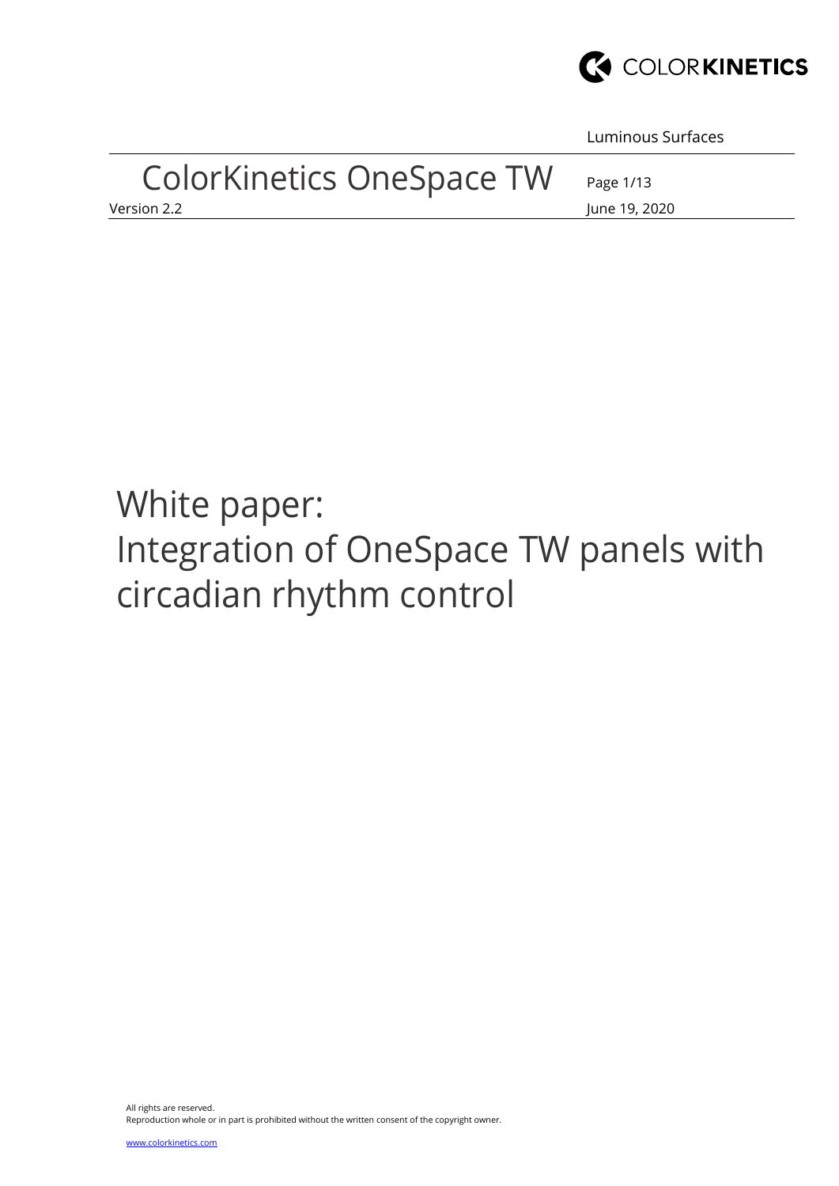Luminous Surfaces

# ColorKinetics OneSpace TW

Version 2.2

June 19, 2020

# White paper: Integration of OneSpace TW panels with circadian rhythm control

All rights are reserved.
Reproduction whole or in part is prohibited without the written consent of the copyright owner.

www.colorkinetics.com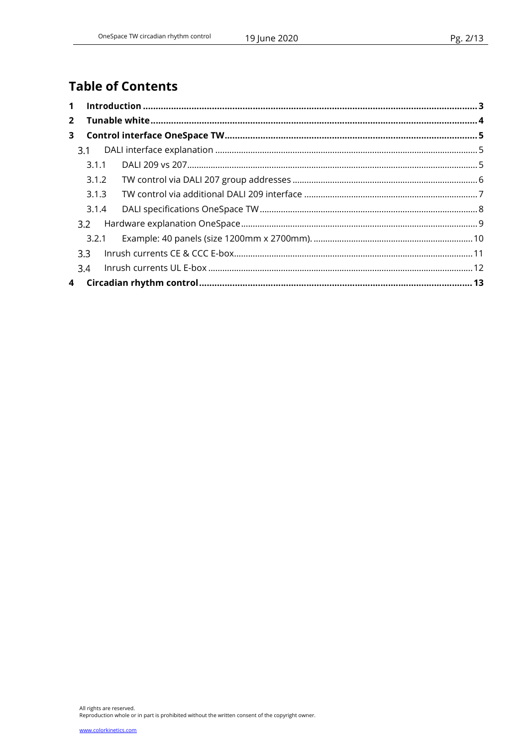# Table of Contents

**1 Introduction ... 3**

**2 Tunable white ... 4**

**3 Control interface OneSpace TW ... 5**

- 3.1 DALI interface explanation ... 5
  - 3.1.1 DALI 209 vs 207 ... 5
  - 3.1.2 TW control via DALI 207 group addresses ... 6
  - 3.1.3 TW control via additional DALI 209 interface ... 7
  - 3.1.4 DALI specifications OneSpace TW ... 8
- 3.2 Hardware explanation OneSpace ... 9
  - 3.2.1 Example: 40 panels (size 1200mm x 2700mm). ... 10
- 3.3 Inrush currents CE & CCC E-box ... 11
- 3.4 Inrush currents UL E-box ... 12

**4 Circadian rhythm control ... 13**

All rights are reserved.
Reproduction whole or in part is prohibited without the written consent of the copyright owner.

www.colorkinetics.com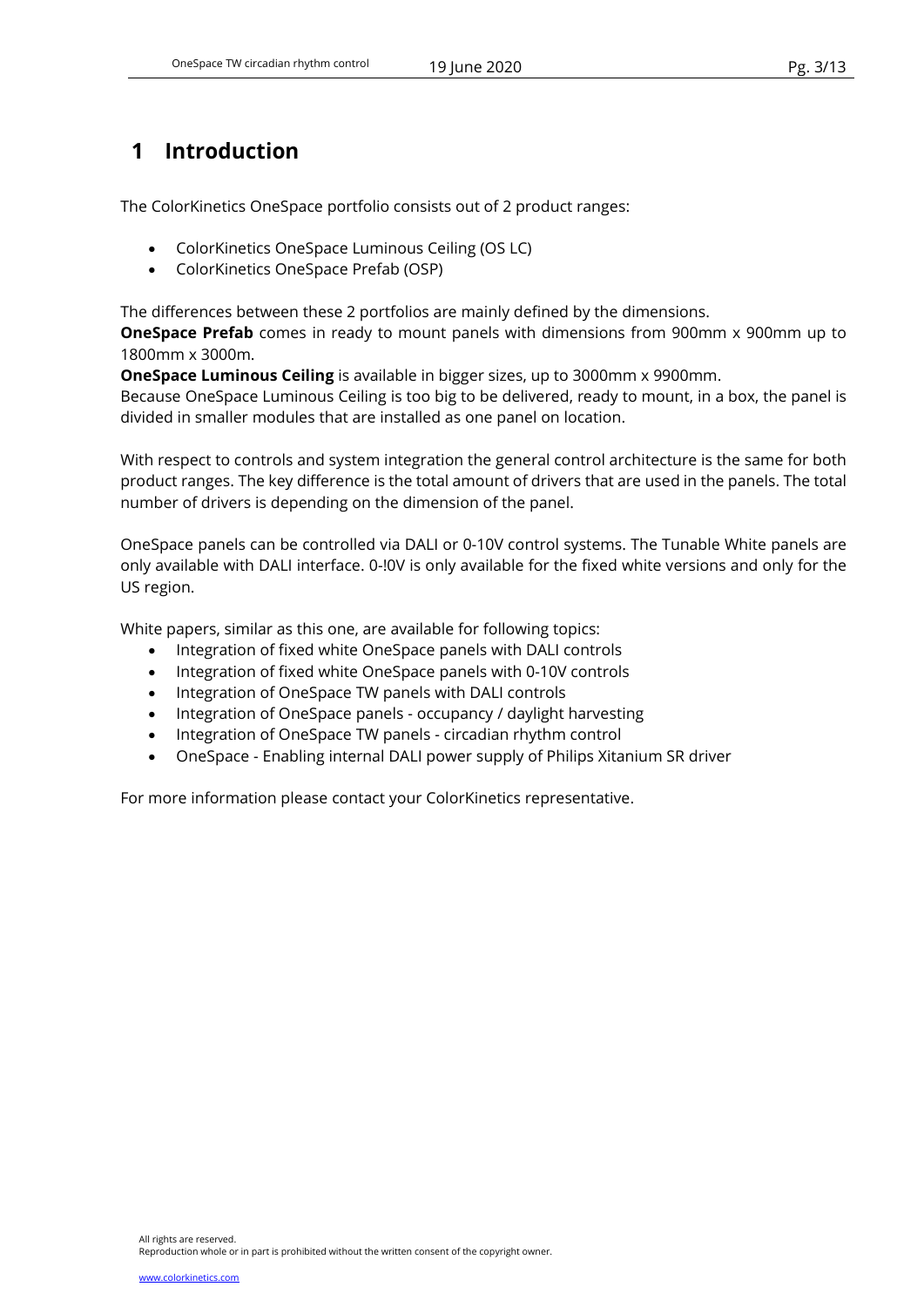# 1 Introduction

The ColorKinetics OneSpace portfolio consists out of 2 product ranges:

- ColorKinetics OneSpace Luminous Ceiling (OS LC)
- ColorKinetics OneSpace Prefab (OSP)

The differences between these 2 portfolios are mainly defined by the dimensions.
**OneSpace Prefab** comes in ready to mount panels with dimensions from 900mm x 900mm up to 1800mm x 3000m.
**OneSpace Luminous Ceiling** is available in bigger sizes, up to 3000mm x 9900mm.
Because OneSpace Luminous Ceiling is too big to be delivered, ready to mount, in a box, the panel is divided in smaller modules that are installed as one panel on location.

With respect to controls and system integration the general control architecture is the same for both product ranges. The key difference is the total amount of drivers that are used in the panels. The total number of drivers is depending on the dimension of the panel.

OneSpace panels can be controlled via DALI or 0-10V control systems. The Tunable White panels are only available with DALI interface. 0-!0V is only available for the fixed white versions and only for the US region.

White papers, similar as this one, are available for following topics:

- Integration of fixed white OneSpace panels with DALI controls
- Integration of fixed white OneSpace panels with 0-10V controls
- Integration of OneSpace TW panels with DALI controls
- Integration of OneSpace panels - occupancy / daylight harvesting
- Integration of OneSpace TW panels - circadian rhythm control
- OneSpace - Enabling internal DALI power supply of Philips Xitanium SR driver

For more information please contact your ColorKinetics representative.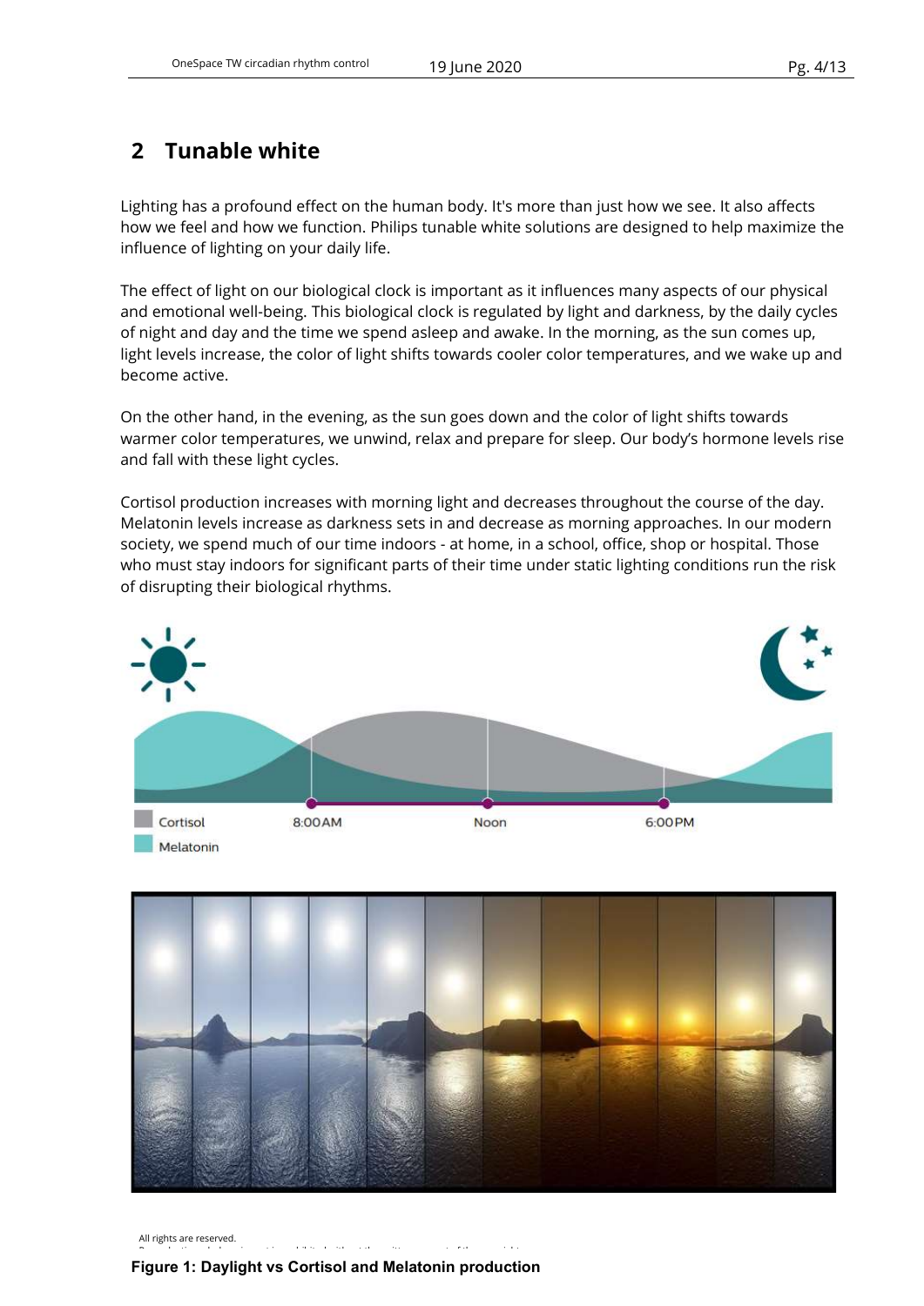## 2 Tunable white

Lighting has a profound effect on the human body. It's more than just how we see. It also affects how we feel and how we function. Philips tunable white solutions are designed to help maximize the influence of lighting on your daily life.

The effect of light on our biological clock is important as it influences many aspects of our physical and emotional well-being. This biological clock is regulated by light and darkness, by the daily cycles of night and day and the time we spend asleep and awake. In the morning, as the sun comes up, light levels increase, the color of light shifts towards cooler color temperatures, and we wake up and become active.

On the other hand, in the evening, as the sun goes down and the color of light shifts towards warmer color temperatures, we unwind, relax and prepare for sleep. Our body's hormone levels rise and fall with these light cycles.

Cortisol production increases with morning light and decreases throughout the course of the day. Melatonin levels increase as darkness sets in and decrease as morning approaches. In our modern society, we spend much of our time indoors - at home, in a school, office, shop or hospital. Those who must stay indoors for significant parts of their time under static lighting conditions run the risk of disrupting their biological rhythms.

**Figure 1: Daylight vs Cortisol and Melatonin production**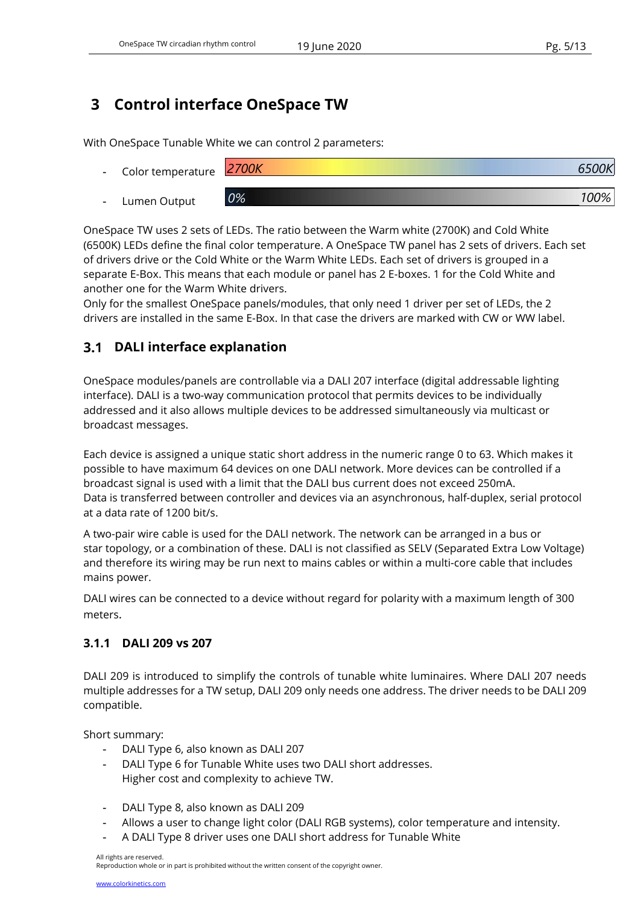# 3 Control interface OneSpace TW

With OneSpace Tunable White we can control 2 parameters:

- Color temperature *2700K* *6500K*
- Lumen Output *0%* *100%*

OneSpace TW uses 2 sets of LEDs. The ratio between the Warm white (2700K) and Cold White (6500K) LEDs define the final color temperature. A OneSpace TW panel has 2 sets of drivers. Each set of drivers drive or the Cold White or the Warm White LEDs. Each set of drivers is grouped in a separate E-Box. This means that each module or panel has 2 E-boxes. 1 for the Cold White and another one for the Warm White drivers.
Only for the smallest OneSpace panels/modules, that only need 1 driver per set of LEDs, the 2 drivers are installed in the same E-Box. In that case the drivers are marked with CW or WW label.

## 3.1 DALI interface explanation

OneSpace modules/panels are controllable via a DALI 207 interface (digital addressable lighting interface). DALI is a two-way communication protocol that permits devices to be individually addressed and it also allows multiple devices to be addressed simultaneously via multicast or broadcast messages.

Each device is assigned a unique static short address in the numeric range 0 to 63. Which makes it possible to have maximum 64 devices on one DALI network. More devices can be controlled if a broadcast signal is used with a limit that the DALI bus current does not exceed 250mA.
Data is transferred between controller and devices via an asynchronous, half-duplex, serial protocol at a data rate of 1200 bit/s.

A two-pair wire cable is used for the DALI network. The network can be arranged in a bus or star topology, or a combination of these. DALI is not classified as SELV (Separated Extra Low Voltage) and therefore its wiring may be run next to mains cables or within a multi-core cable that includes mains power.

DALI wires can be connected to a device without regard for polarity with a maximum length of 300 meters.

### 3.1.1 DALI 209 vs 207

DALI 209 is introduced to simplify the controls of tunable white luminaires. Where DALI 207 needs multiple addresses for a TW setup, DALI 209 only needs one address. The driver needs to be DALI 209 compatible.

Short summary:

- DALI Type 6, also known as DALI 207
- DALI Type 6 for Tunable White uses two DALI short addresses.
  Higher cost and complexity to achieve TW.

- DALI Type 8, also known as DALI 209
- Allows a user to change light color (DALI RGB systems), color temperature and intensity.
- A DALI Type 8 driver uses one DALI short address for Tunable White

All rights are reserved.
Reproduction whole or in part is prohibited without the written consent of the copyright owner.

www.colorkinetics.com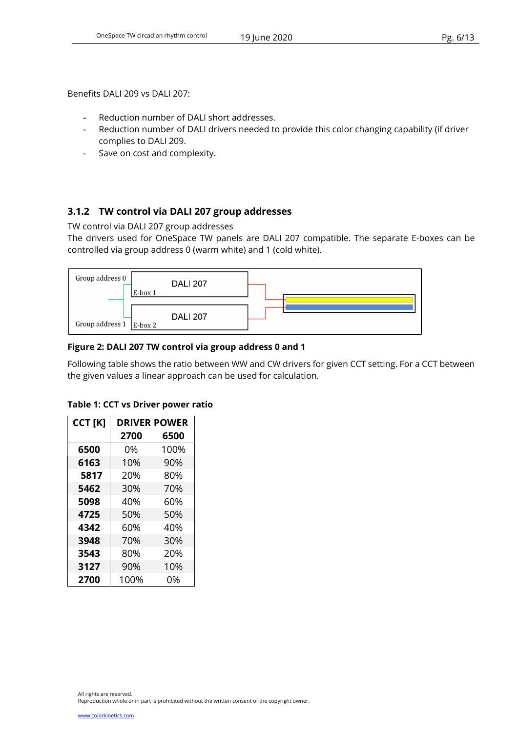Benefits DALI 209 vs DALI 207:

- Reduction number of DALI short addresses.
- Reduction number of DALI drivers needed to provide this color changing capability (if driver complies to DALI 209.
- Save on cost and complexity.

### 3.1.2 TW control via DALI 207 group addresses

TW control via DALI 207 group addresses
The drivers used for OneSpace TW panels are DALI 207 compatible. The separate E-boxes can be controlled via group address 0 (warm white) and 1 (cold white).

Group address 0 — DALI 207 — E-box 1
Group address 1 — DALI 207 — E-box 2

**Figure 2: DALI 207 TW control via group address 0 and 1**

Following table shows the ratio between WW and CW drivers for given CCT setting. For a CCT between the given values a linear approach can be used for calculation.

**Table 1: CCT vs Driver power ratio**

| CCT [K] | DRIVER POWER | |
|---|---|---|
| | **2700** | **6500** |
| **6500** | 0% | 100% |
| **6163** | 10% | 90% |
| **5817** | 20% | 80% |
| **5462** | 30% | 70% |
| **5098** | 40% | 60% |
| **4725** | 50% | 50% |
| **4342** | 60% | 40% |
| **3948** | 70% | 30% |
| **3543** | 80% | 20% |
| **3127** | 90% | 10% |
| **2700** | 100% | 0% |

All rights are reserved.
Reproduction whole or in part is prohibited without the written consent of the copyright owner.

www.colorkinetics.com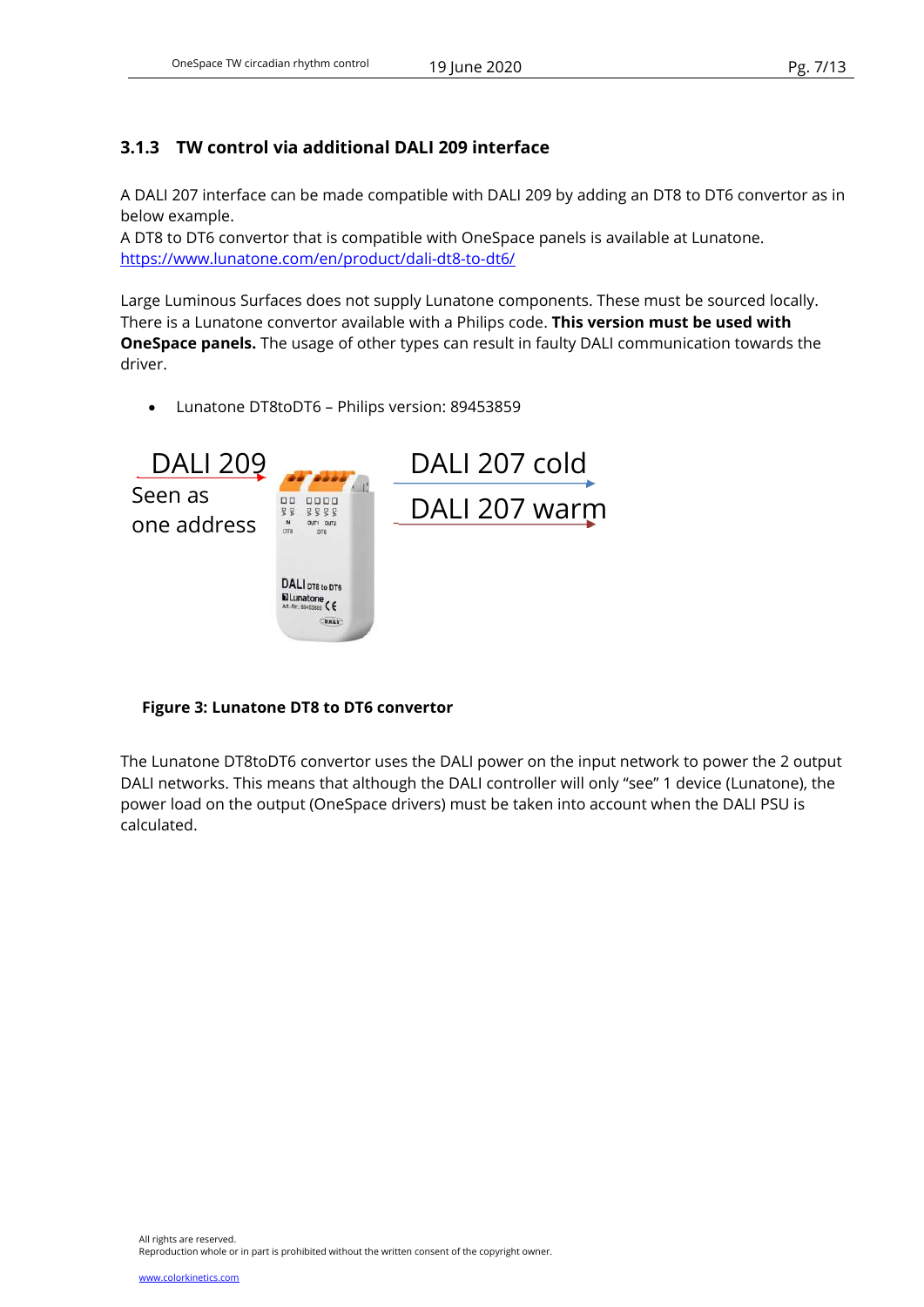### 3.1.3 TW control via additional DALI 209 interface

A DALI 207 interface can be made compatible with DALI 209 by adding an DT8 to DT6 convertor as in below example.
A DT8 to DT6 convertor that is compatible with OneSpace panels is available at Lunatone.
https://www.lunatone.com/en/product/dali-dt8-to-dt6/

Large Luminous Surfaces does not supply Lunatone components. These must be sourced locally. There is a Lunatone convertor available with a Philips code. **This version must be used with OneSpace panels.** The usage of other types can result in faulty DALI communication towards the driver.

- Lunatone DT8toDT6 – Philips version: 89453859

DALI 209
Seen as one address

DALI 207 cold

DALI 207 warm

**Figure 3: Lunatone DT8 to DT6 convertor**

The Lunatone DT8toDT6 convertor uses the DALI power on the input network to power the 2 output DALI networks. This means that although the DALI controller will only "see" 1 device (Lunatone), the power load on the output (OneSpace drivers) must be taken into account when the DALI PSU is calculated.

All rights are reserved.
Reproduction whole or in part is prohibited without the written consent of the copyright owner.

www.colorkinetics.com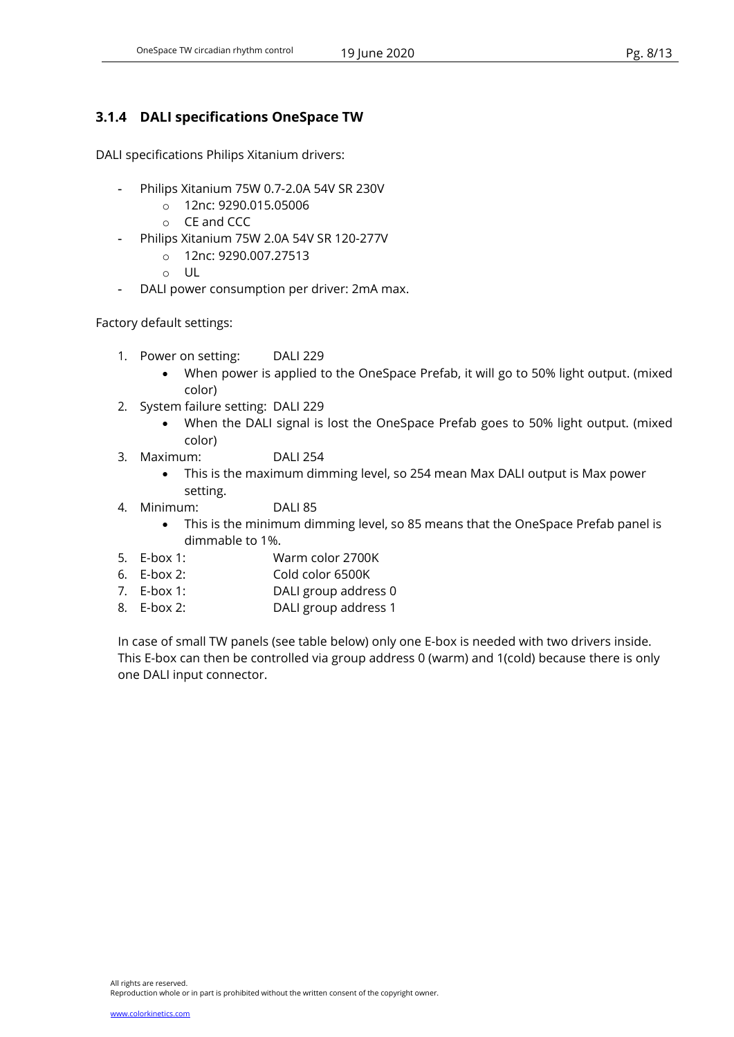### 3.1.4 DALI specifications OneSpace TW

DALI specifications Philips Xitanium drivers:

- Philips Xitanium 75W 0.7-2.0A 54V SR 230V
  - 12nc: 9290.015.05006
  - CE and CCC
- Philips Xitanium 75W 2.0A 54V SR 120-277V
  - 12nc: 9290.007.27513
  - UL
- DALI power consumption per driver: 2mA max.

Factory default settings:

1. Power on setting: DALI 229
   - When power is applied to the OneSpace Prefab, it will go to 50% light output. (mixed color)
2. System failure setting: DALI 229
   - When the DALI signal is lost the OneSpace Prefab goes to 50% light output. (mixed color)
3. Maximum: DALI 254
   - This is the maximum dimming level, so 254 mean Max DALI output is Max power setting.
4. Minimum: DALI 85
   - This is the minimum dimming level, so 85 means that the OneSpace Prefab panel is dimmable to 1%.
5. E-box 1: Warm color 2700K
6. E-box 2: Cold color 6500K
7. E-box 1: DALI group address 0
8. E-box 2: DALI group address 1

In case of small TW panels (see table below) only one E-box is needed with two drivers inside. This E-box can then be controlled via group address 0 (warm) and 1(cold) because there is only one DALI input connector.

All rights are reserved.
Reproduction whole or in part is prohibited without the written consent of the copyright owner.

www.colorkinetics.com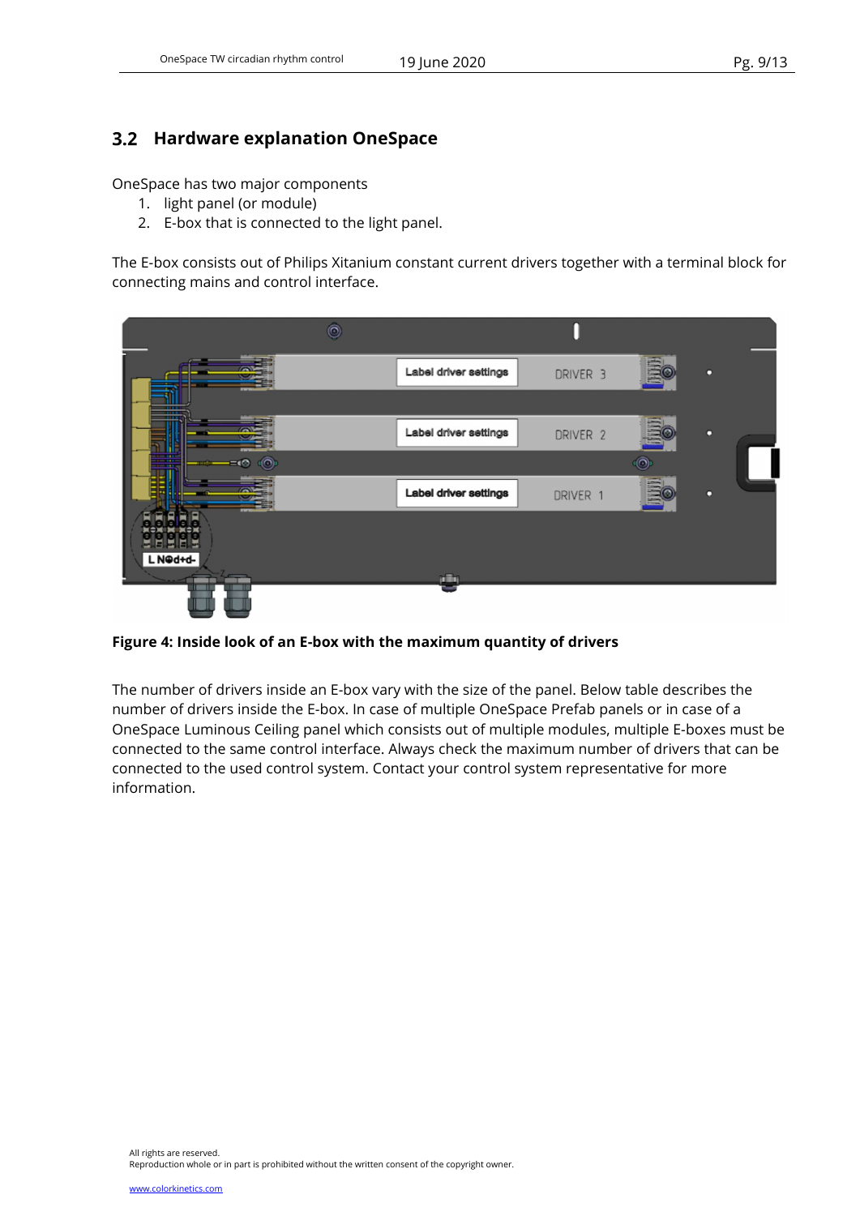## 3.2 Hardware explanation OneSpace

OneSpace has two major components

1. light panel (or module)
2. E-box that is connected to the light panel.

The E-box consists out of Philips Xitanium constant current drivers together with a terminal block for connecting mains and control interface.

**Figure 4: Inside look of an E-box with the maximum quantity of drivers**

The number of drivers inside an E-box vary with the size of the panel. Below table describes the number of drivers inside the E-box. In case of multiple OneSpace Prefab panels or in case of a OneSpace Luminous Ceiling panel which consists out of multiple modules, multiple E-boxes must be connected to the same control interface. Always check the maximum number of drivers that can be connected to the used control system. Contact your control system representative for more information.

All rights are reserved.
Reproduction whole or in part is prohibited without the written consent of the copyright owner.

www.colorkinetics.com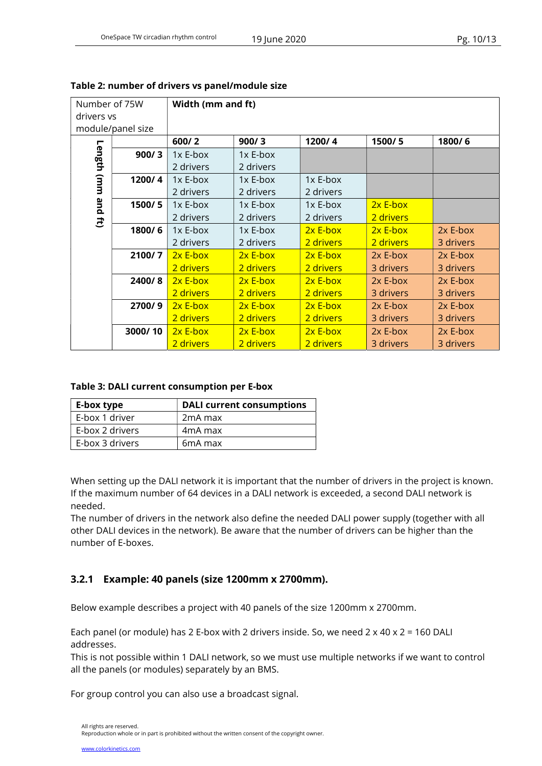**Table 2: number of drivers vs panel/module size**

| Number of 75W drivers vs module/panel size | | Width (mm and ft) | | | | |
|---|---|---|---|---|---|---|
| | | **600/ 2** | **900/ 3** | **1200/ 4** | **1500/ 5** | **1800/ 6** |
| **Length (mm and ft)** | **900/ 3** | 1x E-box 2 drivers | 1x E-box 2 drivers | | | |
| | **1200/ 4** | 1x E-box 2 drivers | 1x E-box 2 drivers | 1x E-box 2 drivers | | |
| | **1500/ 5** | 1x E-box 2 drivers | 1x E-box 2 drivers | 1x E-box 2 drivers | 2x E-box 2 drivers | |
| | **1800/ 6** | 1x E-box 2 drivers | 1x E-box 2 drivers | 2x E-box 2 drivers | 2x E-box 2 drivers | 2x E-box 3 drivers |
| | **2100/ 7** | 2x E-box 2 drivers | 2x E-box 2 drivers | 2x E-box 2 drivers | 2x E-box 3 drivers | 2x E-box 3 drivers |
| | **2400/ 8** | 2x E-box 2 drivers | 2x E-box 2 drivers | 2x E-box 2 drivers | 2x E-box 3 drivers | 2x E-box 3 drivers |
| | **2700/ 9** | 2x E-box 2 drivers | 2x E-box 2 drivers | 2x E-box 2 drivers | 2x E-box 3 drivers | 2x E-box 3 drivers |
| | **3000/ 10** | 2x E-box 2 drivers | 2x E-box 2 drivers | 2x E-box 2 drivers | 2x E-box 3 drivers | 2x E-box 3 drivers |

**Table 3: DALI current consumption per E-box**

| E-box type | DALI current consumptions |
|---|---|
| E-box 1 driver | 2mA max |
| E-box 2 drivers | 4mA max |
| E-box 3 drivers | 6mA max |

When setting up the DALI network it is important that the number of drivers in the project is known. If the maximum number of 64 devices in a DALI network is exceeded, a second DALI network is needed.
The number of drivers in the network also define the needed DALI power supply (together with all other DALI devices in the network). Be aware that the number of drivers can be higher than the number of E-boxes.

### 3.2.1 Example: 40 panels (size 1200mm x 2700mm).

Below example describes a project with 40 panels of the size 1200mm x 2700mm.

Each panel (or module) has 2 E-box with 2 drivers inside. So, we need 2 x 40 x 2 = 160 DALI addresses.
This is not possible within 1 DALI network, so we must use multiple networks if we want to control all the panels (or modules) separately by an BMS.

For group control you can also use a broadcast signal.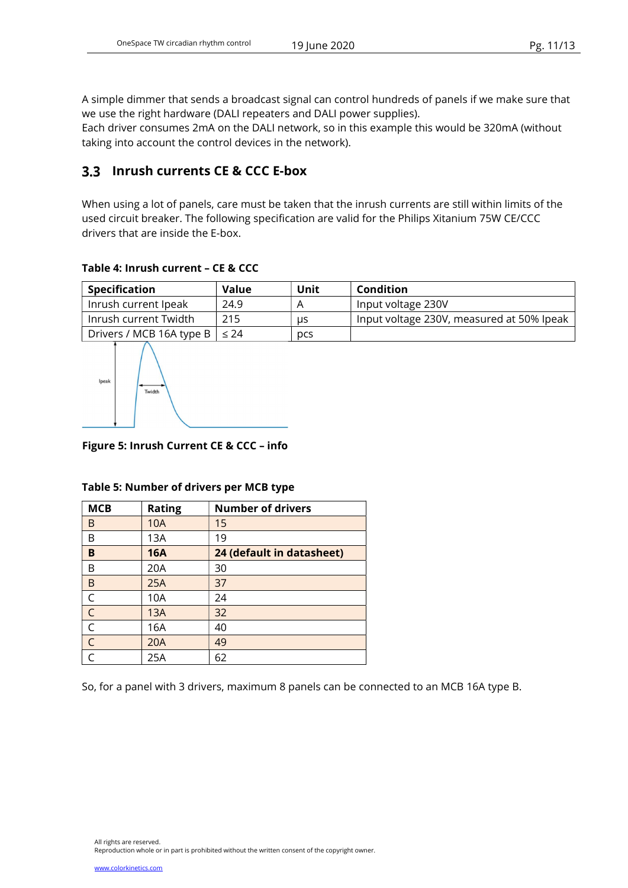A simple dimmer that sends a broadcast signal can control hundreds of panels if we make sure that we use the right hardware (DALI repeaters and DALI power supplies).
Each driver consumes 2mA on the DALI network, so in this example this would be 320mA (without taking into account the control devices in the network).

## 3.3 Inrush currents CE & CCC E-box

When using a lot of panels, care must be taken that the inrush currents are still within limits of the used circuit breaker. The following specification are valid for the Philips Xitanium 75W CE/CCC drivers that are inside the E-box.

**Table 4: Inrush current – CE & CCC**

| Specification | Value | Unit | Condition |
|---|---|---|---|
| Inrush current Ipeak | 24.9 | A | Input voltage 230V |
| Inrush current Twidth | 215 | μs | Input voltage 230V, measured at 50% Ipeak |
| Drivers / MCB 16A type B | ≤ 24 | pcs | |

**Figure 5: Inrush Current CE & CCC – info**

**Table 5: Number of drivers per MCB type**

| MCB | Rating | Number of drivers |
|---|---|---|
| B | 10A | 15 |
| B | 13A | 19 |
| **B** | **16A** | **24 (default in datasheet)** |
| B | 20A | 30 |
| B | 25A | 37 |
| C | 10A | 24 |
| C | 13A | 32 |
| C | 16A | 40 |
| C | 20A | 49 |
| C | 25A | 62 |

So, for a panel with 3 drivers, maximum 8 panels can be connected to an MCB 16A type B.

All rights are reserved.
Reproduction whole or in part is prohibited without the written consent of the copyright owner.

www.colorkinetics.com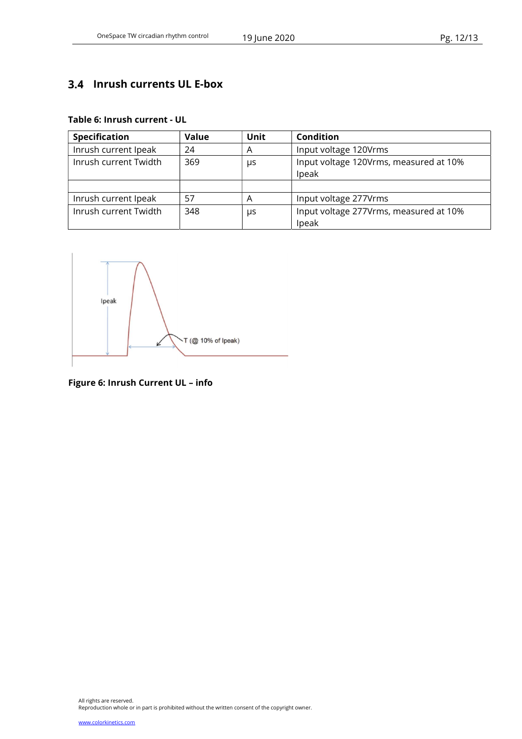## 3.4 Inrush currents UL E-box

**Table 6: Inrush current - UL**

| Specification | Value | Unit | Condition |
|---|---|---|---|
| Inrush current Ipeak | 24 | A | Input voltage 120Vrms |
| Inrush current Twidth | 369 | μs | Input voltage 120Vrms, measured at 10% Ipeak |
| | | | |
| Inrush current Ipeak | 57 | A | Input voltage 277Vrms |
| Inrush current Twidth | 348 | μs | Input voltage 277Vrms, measured at 10% Ipeak |

**Figure 6: Inrush Current UL – info**

All rights are reserved.
Reproduction whole or in part is prohibited without the written consent of the copyright owner.

www.colorkinetics.com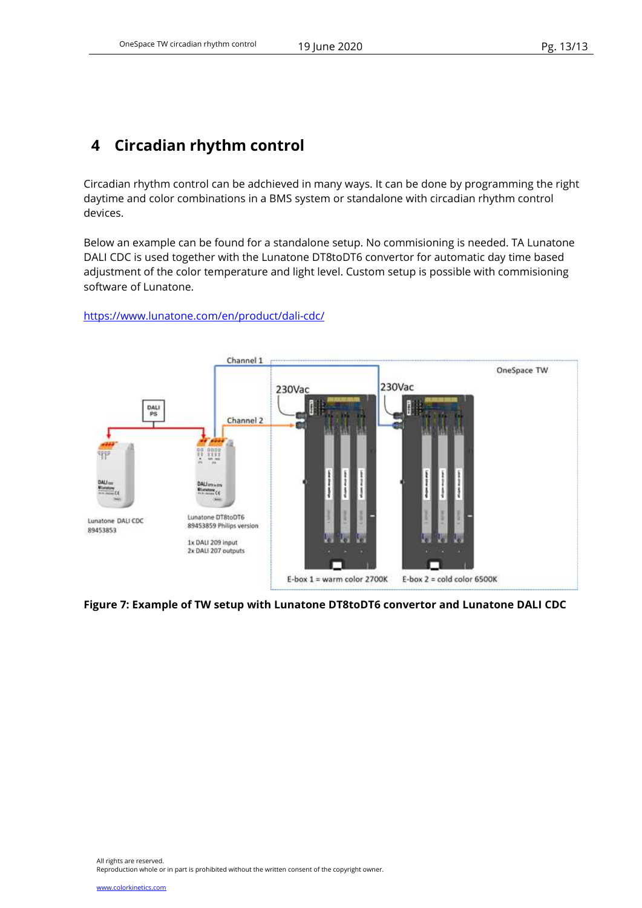# 4 Circadian rhythm control

Circadian rhythm control can be adchieved in many ways. It can be done by programming the right daytime and color combinations in a BMS system or standalone with circadian rhythm control devices.

Below an example can be found for a standalone setup. No commisioning is needed. TA Lunatone DALI CDC is used together with the Lunatone DT8toDT6 convertor for automatic day time based adjustment of the color temperature and light level. Custom setup is possible with commisioning software of Lunatone.

https://www.lunatone.com/en/product/dali-cdc/

Channel 1

Channel 2

DALI PS

230Vac

230Vac

OneSpace TW

Lunatone DALI CDC
89453853

Lunatone DT8toDT6
89453859 Philips version

1x DALI 209 input
2x DALI 207 outputs

E-box 1 = warm color 2700K

E-box 2 = cold color 6500K

**Figure 7: Example of TW setup with Lunatone DT8toDT6 convertor and Lunatone DALI CDC**